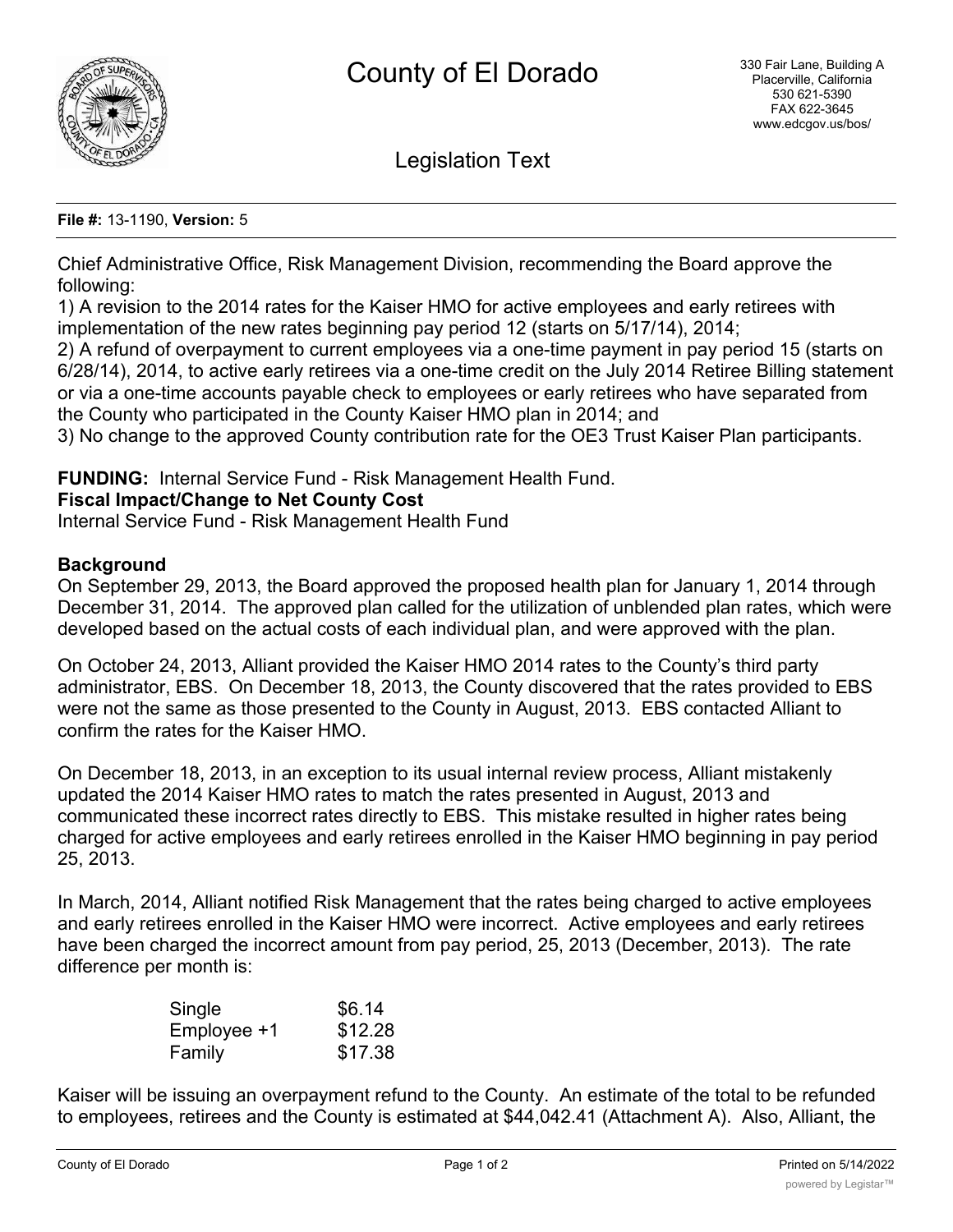# County of El Dorado

330 Fair Lane, Building A
Placerville, California
530 621-5390
FAX 622-3645
www.edcgov.us/bos/

## Legislation Text

**File #:** 13-1190, **Version:** 5

Chief Administrative Office, Risk Management Division, recommending the Board approve the following:

1) A revision to the 2014 rates for the Kaiser HMO for active employees and early retirees with implementation of the new rates beginning pay period 12 (starts on 5/17/14), 2014;

2) A refund of overpayment to current employees via a one-time payment in pay period 15 (starts on 6/28/14), 2014, to active early retirees via a one-time credit on the July 2014 Retiree Billing statement or via a one-time accounts payable check to employees or early retirees who have separated from the County who participated in the County Kaiser HMO plan in 2014; and

3) No change to the approved County contribution rate for the OE3 Trust Kaiser Plan participants.

**FUNDING:** Internal Service Fund - Risk Management Health Fund.

**Fiscal Impact/Change to Net County Cost**

Internal Service Fund - Risk Management Health Fund

**Background**

On September 29, 2013, the Board approved the proposed health plan for January 1, 2014 through December 31, 2014. The approved plan called for the utilization of unblended plan rates, which were developed based on the actual costs of each individual plan, and were approved with the plan.

On October 24, 2013, Alliant provided the Kaiser HMO 2014 rates to the County's third party administrator, EBS. On December 18, 2013, the County discovered that the rates provided to EBS were not the same as those presented to the County in August, 2013. EBS contacted Alliant to confirm the rates for the Kaiser HMO.

On December 18, 2013, in an exception to its usual internal review process, Alliant mistakenly updated the 2014 Kaiser HMO rates to match the rates presented in August, 2013 and communicated these incorrect rates directly to EBS. This mistake resulted in higher rates being charged for active employees and early retirees enrolled in the Kaiser HMO beginning in pay period 25, 2013.

In March, 2014, Alliant notified Risk Management that the rates being charged to active employees and early retirees enrolled in the Kaiser HMO were incorrect. Active employees and early retirees have been charged the incorrect amount from pay period, 25, 2013 (December, 2013). The rate difference per month is:

| | |
|---|---|
| Single | $6.14 |
| Employee +1 | $12.28 |
| Family | $17.38 |

Kaiser will be issuing an overpayment refund to the County. An estimate of the total to be refunded to employees, retirees and the County is estimated at $44,042.41 (Attachment A). Also, Alliant, the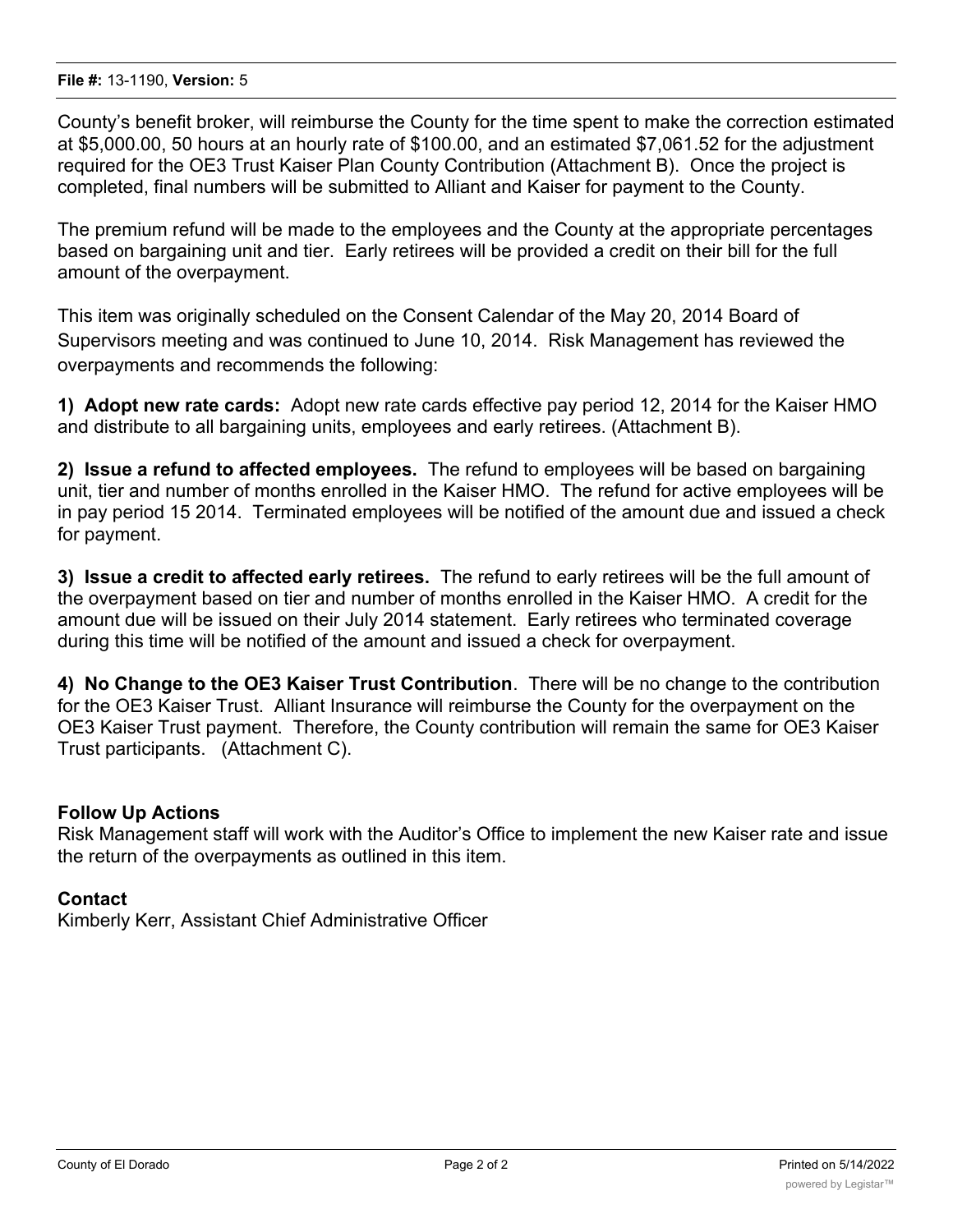County's benefit broker, will reimburse the County for the time spent to make the correction estimated at $5,000.00, 50 hours at an hourly rate of $100.00, and an estimated $7,061.52 for the adjustment required for the OE3 Trust Kaiser Plan County Contribution (Attachment B). Once the project is completed, final numbers will be submitted to Alliant and Kaiser for payment to the County.

The premium refund will be made to the employees and the County at the appropriate percentages based on bargaining unit and tier. Early retirees will be provided a credit on their bill for the full amount of the overpayment.

This item was originally scheduled on the Consent Calendar of the May 20, 2014 Board of Supervisors meeting and was continued to June 10, 2014. Risk Management has reviewed the overpayments and recommends the following:

**1) Adopt new rate cards:** Adopt new rate cards effective pay period 12, 2014 for the Kaiser HMO and distribute to all bargaining units, employees and early retirees. (Attachment B).

**2) Issue a refund to affected employees.** The refund to employees will be based on bargaining unit, tier and number of months enrolled in the Kaiser HMO. The refund for active employees will be in pay period 15 2014. Terminated employees will be notified of the amount due and issued a check for payment.

**3) Issue a credit to affected early retirees.** The refund to early retirees will be the full amount of the overpayment based on tier and number of months enrolled in the Kaiser HMO. A credit for the amount due will be issued on their July 2014 statement. Early retirees who terminated coverage during this time will be notified of the amount and issued a check for overpayment.

**4) No Change to the OE3 Kaiser Trust Contribution**. There will be no change to the contribution for the OE3 Kaiser Trust. Alliant Insurance will reimburse the County for the overpayment on the OE3 Kaiser Trust payment. Therefore, the County contribution will remain the same for OE3 Kaiser Trust participants. (Attachment C).

## Follow Up Actions

Risk Management staff will work with the Auditor's Office to implement the new Kaiser rate and issue the return of the overpayments as outlined in this item.

## Contact

Kimberly Kerr, Assistant Chief Administrative Officer